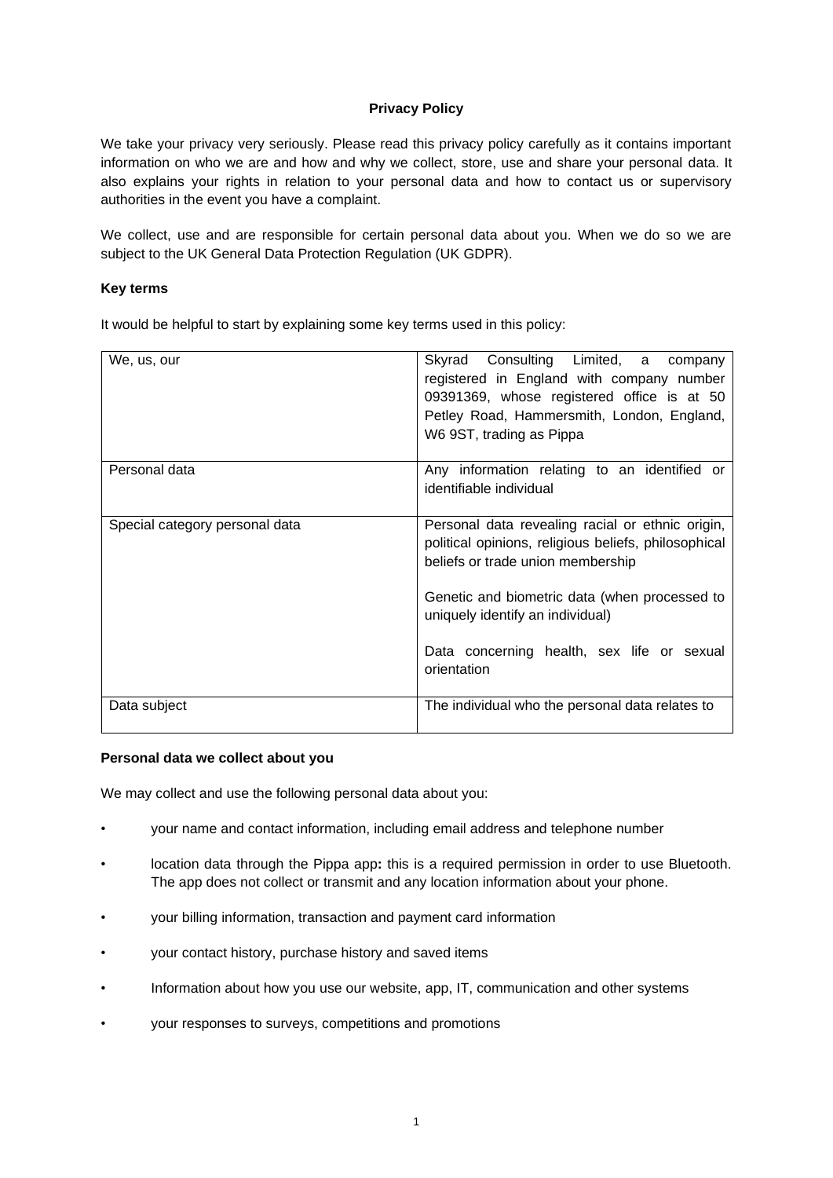# Privacy Policy

We take your privacy very seriously. Please read this privacy policy carefully as it contains important information on who we are and how and why we collect, store, use and share your personal data. It also explains your rights in relation to your personal data and how to contact us or supervisory authorities in the event you have a complaint.

We collect, use and are responsible for certain personal data about you. When we do so we are subject to the UK General Data Protection Regulation (UK GDPR).

## Key terms

It would be helpful to start by explaining some key terms used in this policy:

| | |
|---|---|
| We, us, our | Skyrad Consulting Limited, a company registered in England with company number 09391369, whose registered office is at 50 Petley Road, Hammersmith, London, England, W6 9ST, trading as Pippa |
| Personal data | Any information relating to an identified or identifiable individual |
| Special category personal data | Personal data revealing racial or ethnic origin, political opinions, religious beliefs, philosophical beliefs or trade union membership<br><br>Genetic and biometric data (when processed to uniquely identify an individual)<br><br>Data concerning health, sex life or sexual orientation |
| Data subject | The individual who the personal data relates to |

## Personal data we collect about you

We may collect and use the following personal data about you:

- your name and contact information, including email address and telephone number
- location data through the Pippa app**:** this is a required permission in order to use Bluetooth. The app does not collect or transmit and any location information about your phone.
- your billing information, transaction and payment card information
- your contact history, purchase history and saved items
- Information about how you use our website, app, IT, communication and other systems
- your responses to surveys, competitions and promotions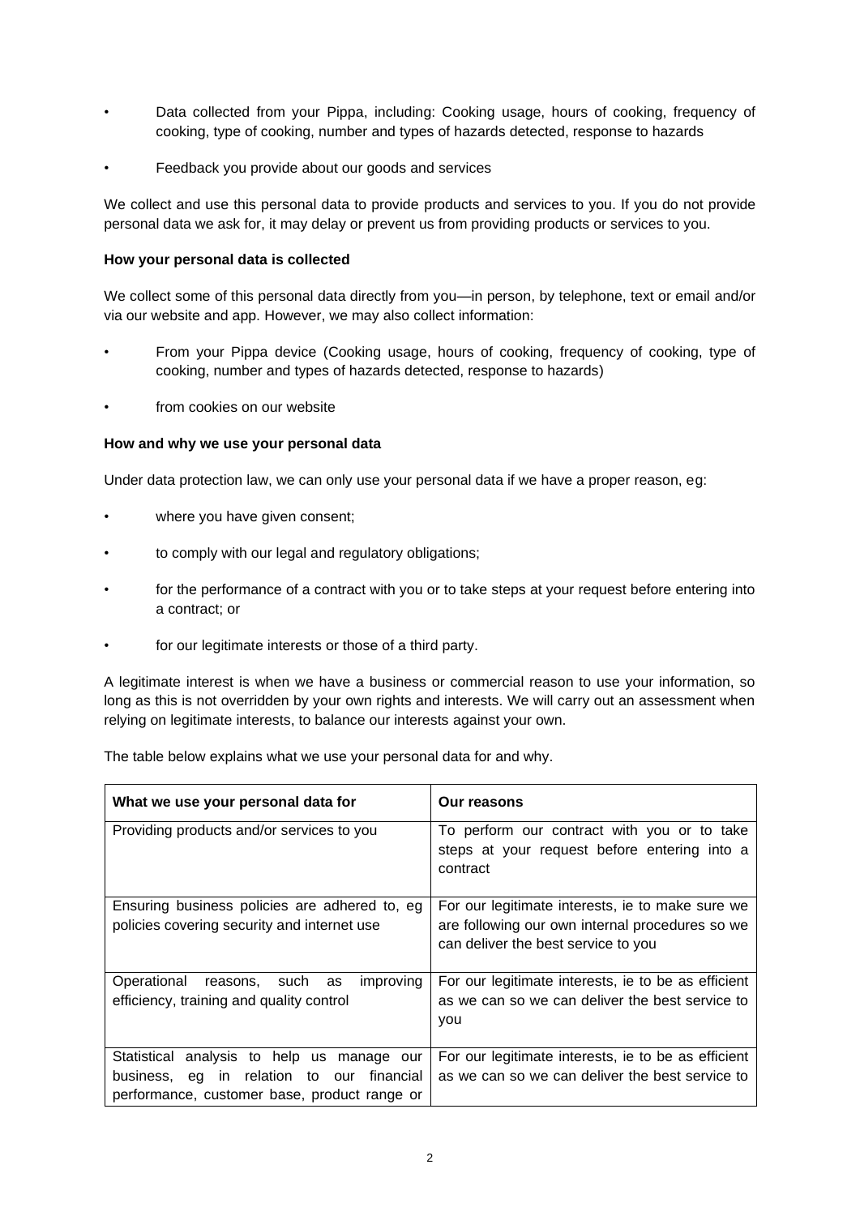- Data collected from your Pippa, including: Cooking usage, hours of cooking, frequency of cooking, type of cooking, number and types of hazards detected, response to hazards
- Feedback you provide about our goods and services

We collect and use this personal data to provide products and services to you. If you do not provide personal data we ask for, it may delay or prevent us from providing products or services to you.

**How your personal data is collected**

We collect some of this personal data directly from you—in person, by telephone, text or email and/or via our website and app. However, we may also collect information:

- From your Pippa device (Cooking usage, hours of cooking, frequency of cooking, type of cooking, number and types of hazards detected, response to hazards)
- from cookies on our website

**How and why we use your personal data**

Under data protection law, we can only use your personal data if we have a proper reason, eg:

- where you have given consent;
- to comply with our legal and regulatory obligations;
- for the performance of a contract with you or to take steps at your request before entering into a contract; or
- for our legitimate interests or those of a third party.

A legitimate interest is when we have a business or commercial reason to use your information, so long as this is not overridden by your own rights and interests. We will carry out an assessment when relying on legitimate interests, to balance our interests against your own.

The table below explains what we use your personal data for and why.

| What we use your personal data for | Our reasons |
| --- | --- |
| Providing products and/or services to you | To perform our contract with you or to take steps at your request before entering into a contract |
| Ensuring business policies are adhered to, eg policies covering security and internet use | For our legitimate interests, ie to make sure we are following our own internal procedures so we can deliver the best service to you |
| Operational reasons, such as improving efficiency, training and quality control | For our legitimate interests, ie to be as efficient as we can so we can deliver the best service to you |
| Statistical analysis to help us manage our business, eg in relation to our financial performance, customer base, product range or | For our legitimate interests, ie to be as efficient as we can so we can deliver the best service to |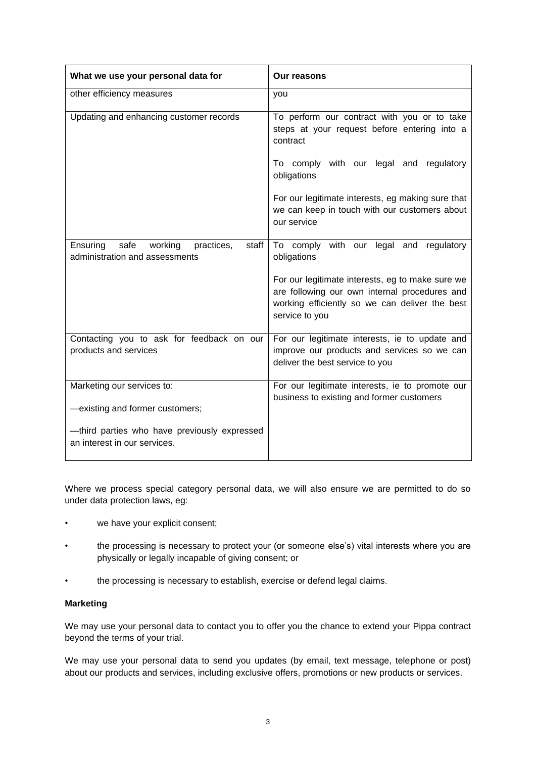| What we use your personal data for | Our reasons |
| --- | --- |
| other efficiency measures | you |
| Updating and enhancing customer records | To perform our contract with you or to take steps at your request before entering into a contract<br><br>To comply with our legal and regulatory obligations<br><br>For our legitimate interests, eg making sure that we can keep in touch with our customers about our service |
| Ensuring safe working practices, staff administration and assessments | To comply with our legal and regulatory obligations<br><br>For our legitimate interests, eg to make sure we are following our own internal procedures and working efficiently so we can deliver the best service to you |
| Contacting you to ask for feedback on our products and services | For our legitimate interests, ie to update and improve our products and services so we can deliver the best service to you |
| Marketing our services to:<br><br>—existing and former customers;<br><br>—third parties who have previously expressed an interest in our services. | For our legitimate interests, ie to promote our business to existing and former customers |

Where we process special category personal data, we will also ensure we are permitted to do so under data protection laws, eg:

- we have your explicit consent;
- the processing is necessary to protect your (or someone else's) vital interests where you are physically or legally incapable of giving consent; or
- the processing is necessary to establish, exercise or defend legal claims.

**Marketing**

We may use your personal data to contact you to offer you the chance to extend your Pippa contract beyond the terms of your trial.

We may use your personal data to send you updates (by email, text message, telephone or post) about our products and services, including exclusive offers, promotions or new products or services.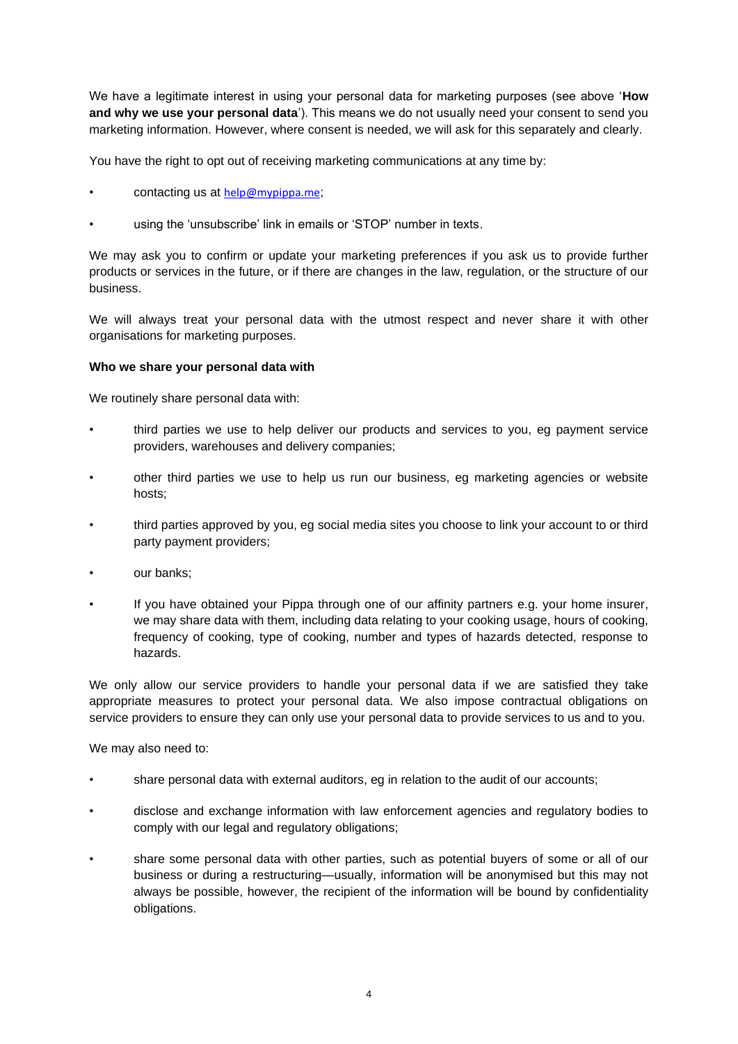We have a legitimate interest in using your personal data for marketing purposes (see above '**How and why we use your personal data**'). This means we do not usually need your consent to send you marketing information. However, where consent is needed, we will ask for this separately and clearly.

You have the right to opt out of receiving marketing communications at any time by:

- contacting us at help@mypippa.me;
- using the 'unsubscribe' link in emails or 'STOP' number in texts.

We may ask you to confirm or update your marketing preferences if you ask us to provide further products or services in the future, or if there are changes in the law, regulation, or the structure of our business.

We will always treat your personal data with the utmost respect and never share it with other organisations for marketing purposes.

**Who we share your personal data with**

We routinely share personal data with:

- third parties we use to help deliver our products and services to you, eg payment service providers, warehouses and delivery companies;
- other third parties we use to help us run our business, eg marketing agencies or website hosts;
- third parties approved by you, eg social media sites you choose to link your account to or third party payment providers;
- our banks;
- If you have obtained your Pippa through one of our affinity partners e.g. your home insurer, we may share data with them, including data relating to your cooking usage, hours of cooking, frequency of cooking, type of cooking, number and types of hazards detected, response to hazards.

We only allow our service providers to handle your personal data if we are satisfied they take appropriate measures to protect your personal data. We also impose contractual obligations on service providers to ensure they can only use your personal data to provide services to us and to you.

We may also need to:

- share personal data with external auditors, eg in relation to the audit of our accounts;
- disclose and exchange information with law enforcement agencies and regulatory bodies to comply with our legal and regulatory obligations;
- share some personal data with other parties, such as potential buyers of some or all of our business or during a restructuring—usually, information will be anonymised but this may not always be possible, however, the recipient of the information will be bound by confidentiality obligations.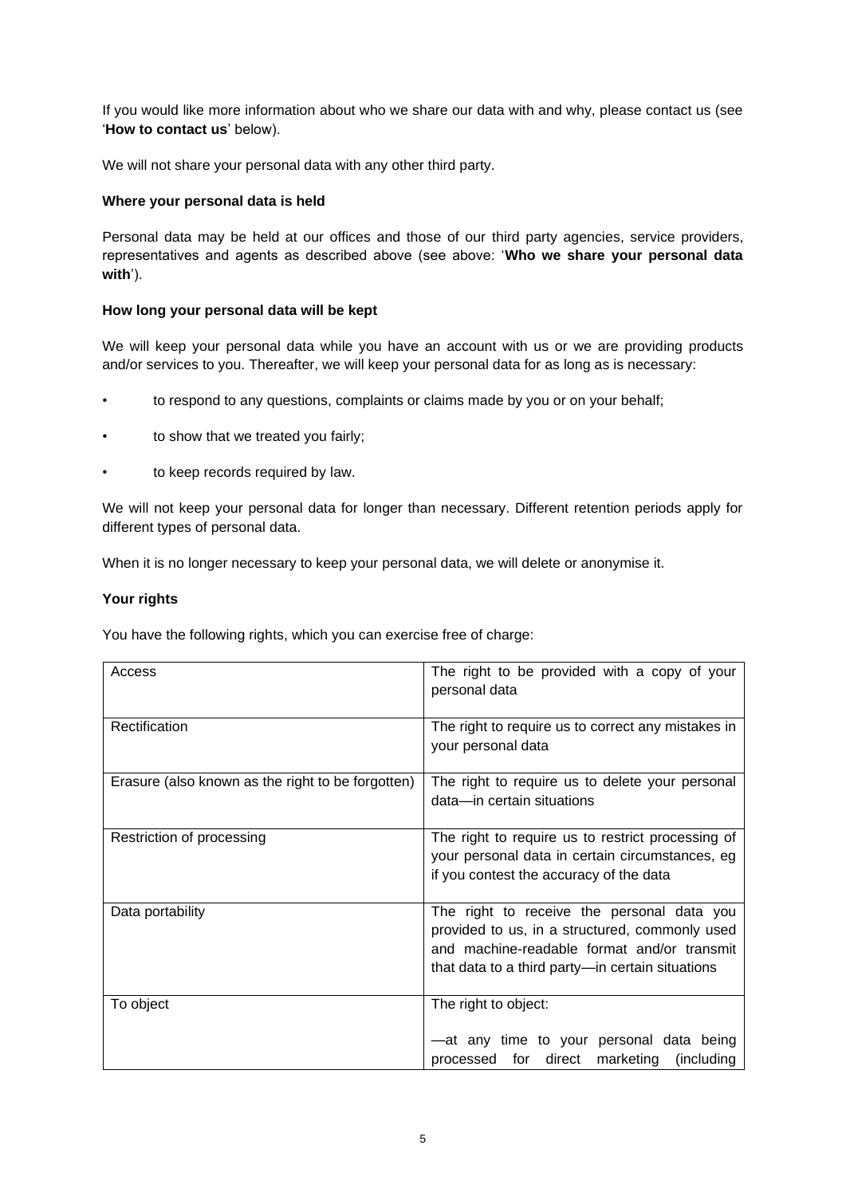If you would like more information about who we share our data with and why, please contact us (see '**How to contact us**' below).

We will not share your personal data with any other third party.

**Where your personal data is held**

Personal data may be held at our offices and those of our third party agencies, service providers, representatives and agents as described above (see above: '**Who we share your personal data with**').

**How long your personal data will be kept**

We will keep your personal data while you have an account with us or we are providing products and/or services to you. Thereafter, we will keep your personal data for as long as is necessary:

- to respond to any questions, complaints or claims made by you or on your behalf;
- to show that we treated you fairly;
- to keep records required by law.

We will not keep your personal data for longer than necessary. Different retention periods apply for different types of personal data.

When it is no longer necessary to keep your personal data, we will delete or anonymise it.

**Your rights**

You have the following rights, which you can exercise free of charge:

| Access | The right to be provided with a copy of your personal data |
|---|---|
| Rectification | The right to require us to correct any mistakes in your personal data |
| Erasure (also known as the right to be forgotten) | The right to require us to delete your personal data—in certain situations |
| Restriction of processing | The right to require us to restrict processing of your personal data in certain circumstances, eg if you contest the accuracy of the data |
| Data portability | The right to receive the personal data you provided to us, in a structured, commonly used and machine-readable format and/or transmit that data to a third party—in certain situations |
| To object | The right to object:<br><br>—at any time to your personal data being processed for direct marketing (including |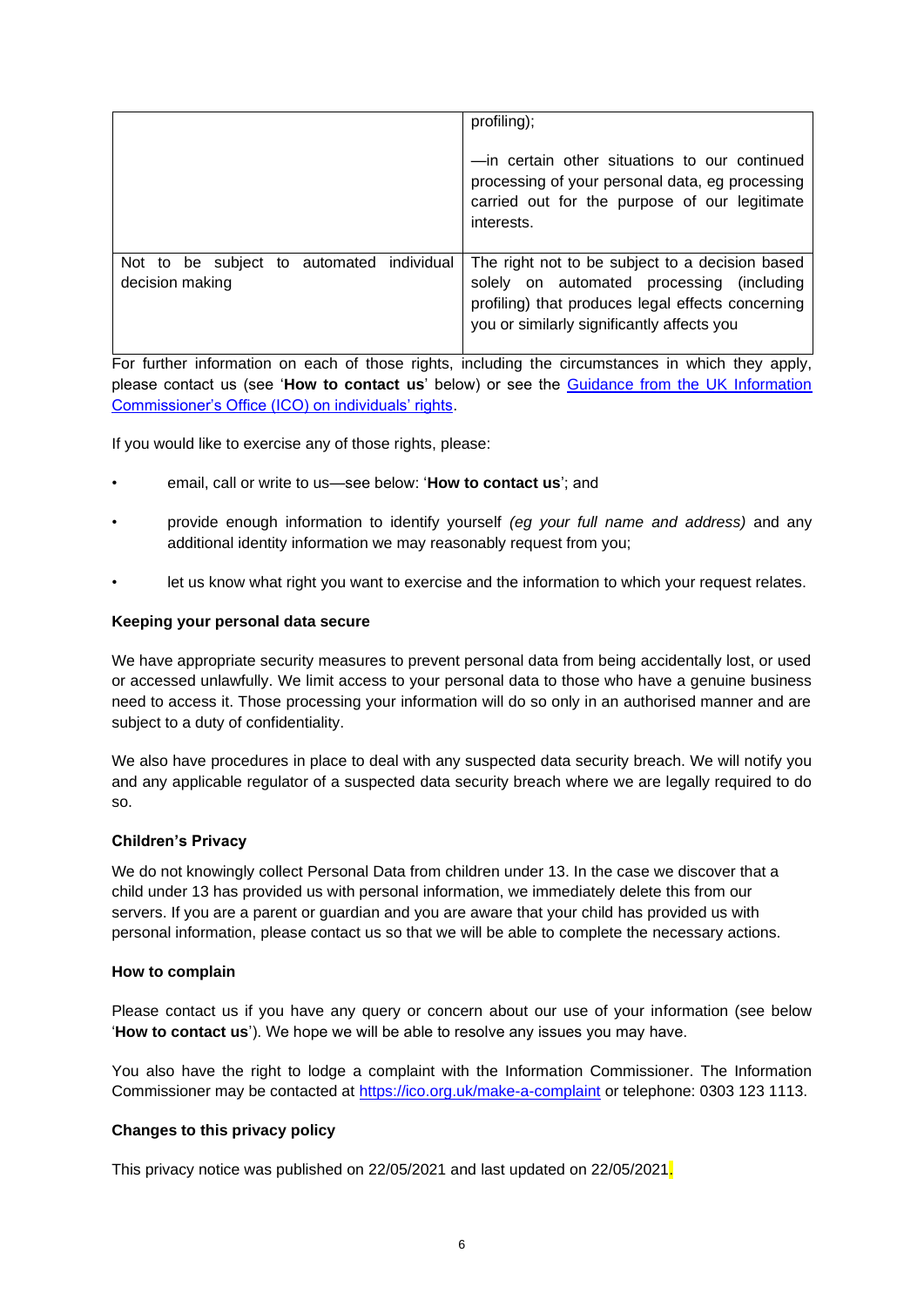| | |
|---|---|
| | profiling);<br><br>—in certain other situations to our continued processing of your personal data, eg processing carried out for the purpose of our legitimate interests. |
| Not to be subject to automated individual decision making | The right not to be subject to a decision based solely on automated processing (including profiling) that produces legal effects concerning you or similarly significantly affects you |

For further information on each of those rights, including the circumstances in which they apply, please contact us (see '**How to contact us**' below) or see the [Guidance from the UK Information Commissioner's Office (ICO) on individuals' rights](#).

If you would like to exercise any of those rights, please:

- email, call or write to us—see below: '**How to contact us**'; and
- provide enough information to identify yourself *(eg your full name and address)* and any additional identity information we may reasonably request from you;
- let us know what right you want to exercise and the information to which your request relates.

**Keeping your personal data secure**

We have appropriate security measures to prevent personal data from being accidentally lost, or used or accessed unlawfully. We limit access to your personal data to those who have a genuine business need to access it. Those processing your information will do so only in an authorised manner and are subject to a duty of confidentiality.

We also have procedures in place to deal with any suspected data security breach. We will notify you and any applicable regulator of a suspected data security breach where we are legally required to do so.

**Children's Privacy**

We do not knowingly collect Personal Data from children under 13. In the case we discover that a child under 13 has provided us with personal information, we immediately delete this from our servers. If you are a parent or guardian and you are aware that your child has provided us with personal information, please contact us so that we will be able to complete the necessary actions.

**How to complain**

Please contact us if you have any query or concern about our use of your information (see below '**How to contact us**'). We hope we will be able to resolve any issues you may have.

You also have the right to lodge a complaint with the Information Commissioner. The Information Commissioner may be contacted at https://ico.org.uk/make-a-complaint or telephone: 0303 123 1113.

**Changes to this privacy policy**

This privacy notice was published on 22/05/2021 and last updated on 22/05/2021.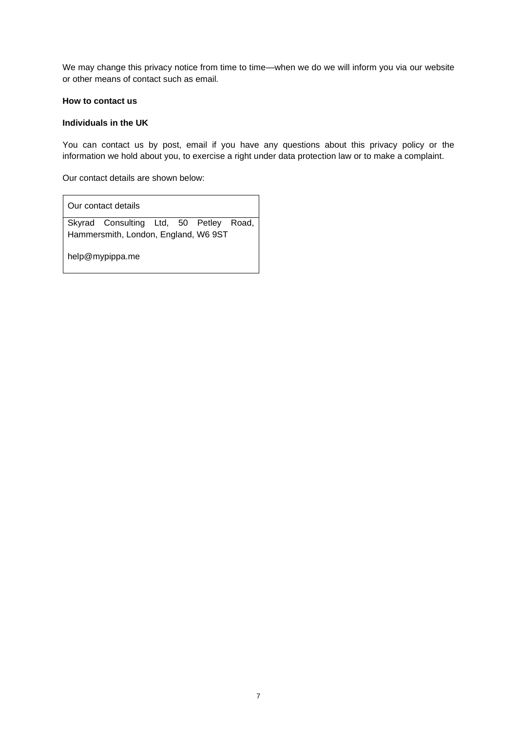We may change this privacy notice from time to time—when we do we will inform you via our website or other means of contact such as email.

**How to contact us**

**Individuals in the UK**

You can contact us by post, email if you have any questions about this privacy policy or the information we hold about you, to exercise a right under data protection law or to make a complaint.

Our contact details are shown below:

| Our contact details |
| --- |
| Skyrad Consulting Ltd, 50 Petley Road, Hammersmith, London, England, W6 9ST<br><br>help@mypippa.me |